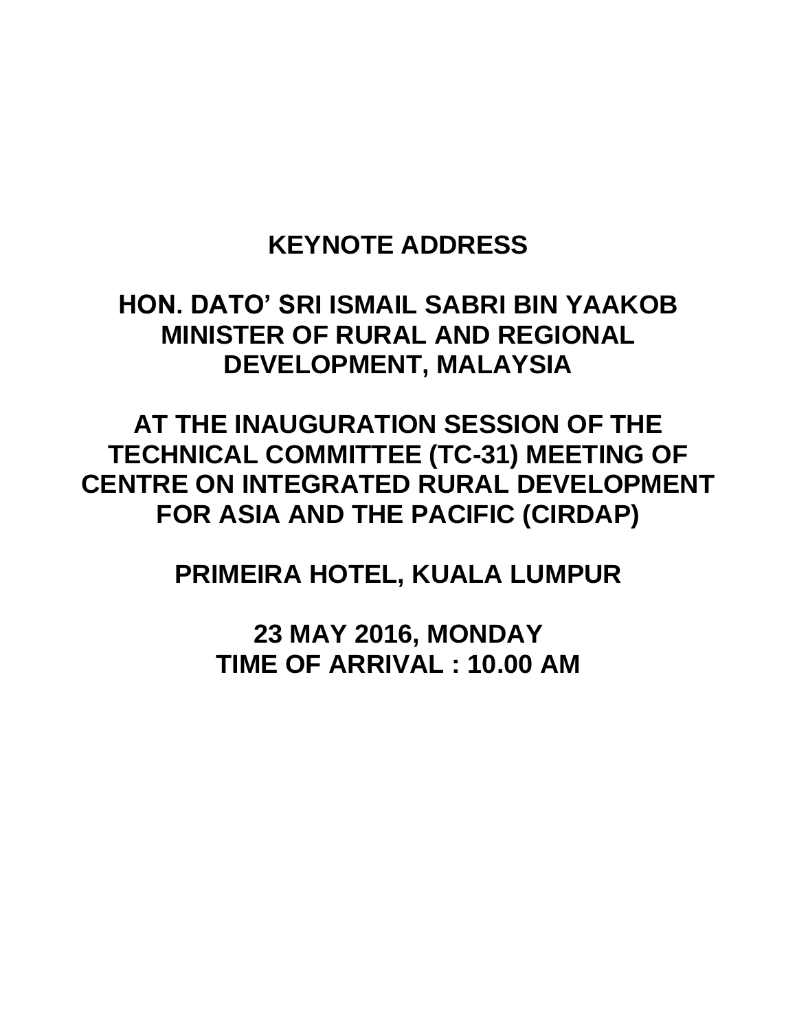# KEYNOTE ADDRESS

## HON. DATO' SRI ISMAIL SABRI BIN YAAKOB MINISTER OF RURAL AND REGIONAL DEVELOPMENT, MALAYSIA

## AT THE INAUGURATION SESSION OF THE TECHNICAL COMMITTEE (TC-31) MEETING OF CENTRE ON INTEGRATED RURAL DEVELOPMENT FOR ASIA AND THE PACIFIC (CIRDAP)

## PRIMEIRA HOTEL, KUALA LUMPUR

## 23 MAY 2016, MONDAY
## TIME OF ARRIVAL : 10.00 AM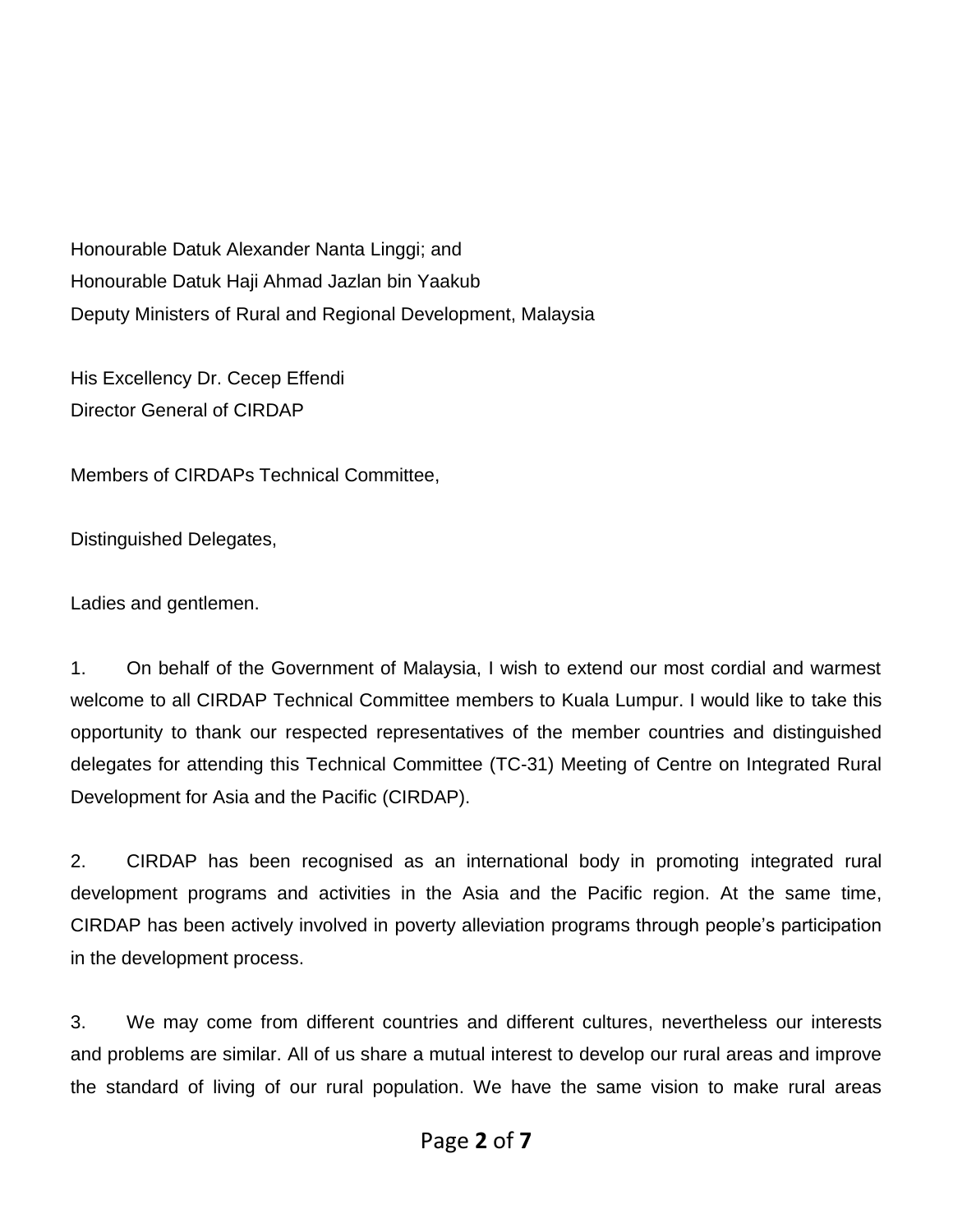Honourable Datuk Alexander Nanta Linggi; and
Honourable Datuk Haji Ahmad Jazlan bin Yaakub
Deputy Ministers of Rural and Regional Development, Malaysia

His Excellency Dr. Cecep Effendi
Director General of CIRDAP

Members of CIRDAPs Technical Committee,

Distinguished Delegates,

Ladies and gentlemen.

1. On behalf of the Government of Malaysia, I wish to extend our most cordial and warmest welcome to all CIRDAP Technical Committee members to Kuala Lumpur. I would like to take this opportunity to thank our respected representatives of the member countries and distinguished delegates for attending this Technical Committee (TC-31) Meeting of Centre on Integrated Rural Development for Asia and the Pacific (CIRDAP).

2. CIRDAP has been recognised as an international body in promoting integrated rural development programs and activities in the Asia and the Pacific region. At the same time, CIRDAP has been actively involved in poverty alleviation programs through people's participation in the development process.

3. We may come from different countries and different cultures, nevertheless our interests and problems are similar. All of us share a mutual interest to develop our rural areas and improve the standard of living of our rural population. We have the same vision to make rural areas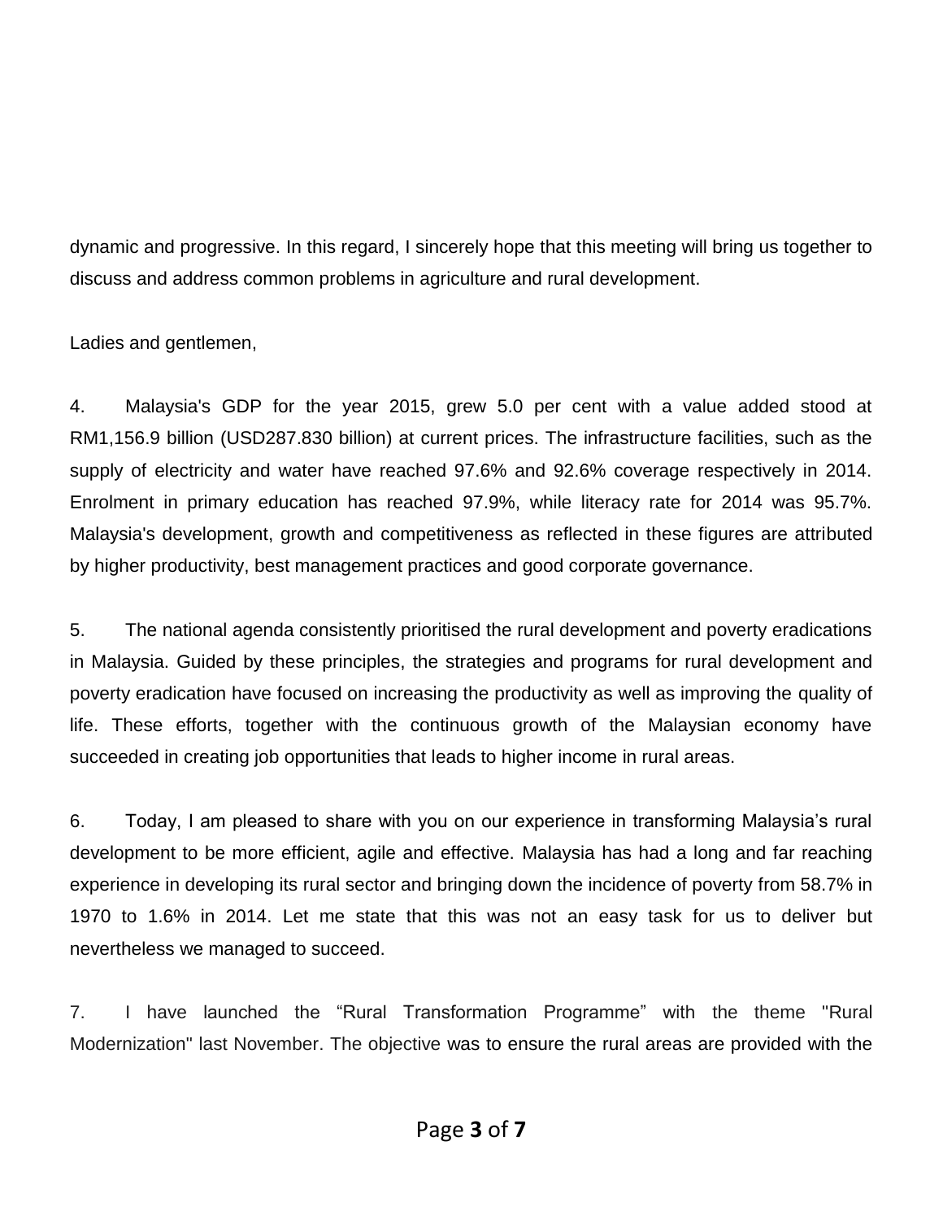dynamic and progressive. In this regard, I sincerely hope that this meeting will bring us together to discuss and address common problems in agriculture and rural development.

Ladies and gentlemen,

4. Malaysia's GDP for the year 2015, grew 5.0 per cent with a value added stood at RM1,156.9 billion (USD287.830 billion) at current prices. The infrastructure facilities, such as the supply of electricity and water have reached 97.6% and 92.6% coverage respectively in 2014. Enrolment in primary education has reached 97.9%, while literacy rate for 2014 was 95.7%. Malaysia's development, growth and competitiveness as reflected in these figures are attributed by higher productivity, best management practices and good corporate governance.

5. The national agenda consistently prioritised the rural development and poverty eradications in Malaysia. Guided by these principles, the strategies and programs for rural development and poverty eradication have focused on increasing the productivity as well as improving the quality of life. These efforts, together with the continuous growth of the Malaysian economy have succeeded in creating job opportunities that leads to higher income in rural areas.

6. Today, I am pleased to share with you on our experience in transforming Malaysia's rural development to be more efficient, agile and effective. Malaysia has had a long and far reaching experience in developing its rural sector and bringing down the incidence of poverty from 58.7% in 1970 to 1.6% in 2014. Let me state that this was not an easy task for us to deliver but nevertheless we managed to succeed.

7. I have launched the "Rural Transformation Programme" with the theme "Rural Modernization" last November. The objective was to ensure the rural areas are provided with the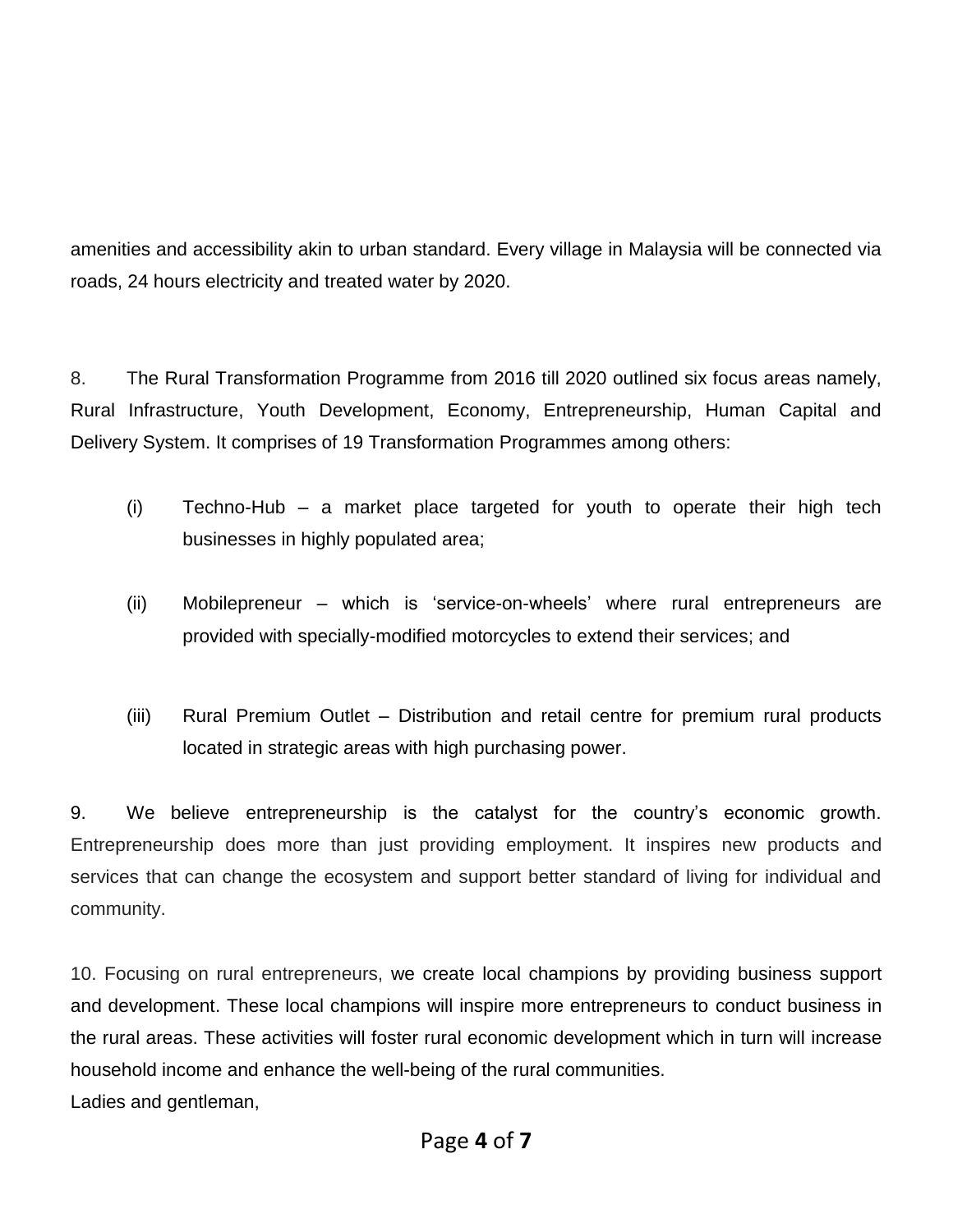amenities and accessibility akin to urban standard. Every village in Malaysia will be connected via roads, 24 hours electricity and treated water by 2020.

8. The Rural Transformation Programme from 2016 till 2020 outlined six focus areas namely, Rural Infrastructure, Youth Development, Economy, Entrepreneurship, Human Capital and Delivery System. It comprises of 19 Transformation Programmes among others:

(i) Techno-Hub – a market place targeted for youth to operate their high tech businesses in highly populated area;

(ii) Mobilepreneur – which is 'service-on-wheels' where rural entrepreneurs are provided with specially-modified motorcycles to extend their services; and

(iii) Rural Premium Outlet – Distribution and retail centre for premium rural products located in strategic areas with high purchasing power.

9. We believe entrepreneurship is the catalyst for the country's economic growth. Entrepreneurship does more than just providing employment. It inspires new products and services that can change the ecosystem and support better standard of living for individual and community.

10. Focusing on rural entrepreneurs, we create local champions by providing business support and development. These local champions will inspire more entrepreneurs to conduct business in the rural areas. These activities will foster rural economic development which in turn will increase household income and enhance the well-being of the rural communities.

Ladies and gentleman,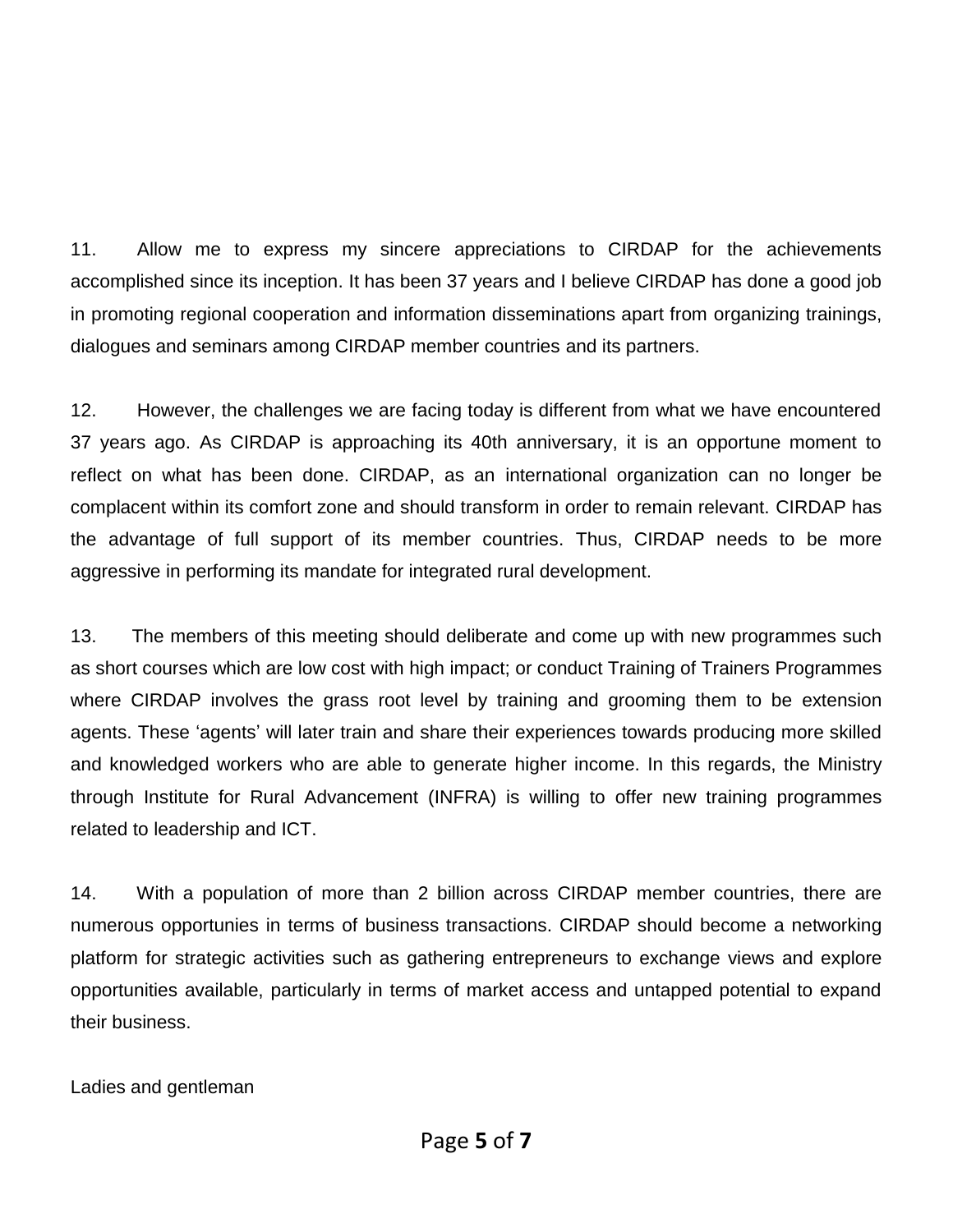11. Allow me to express my sincere appreciations to CIRDAP for the achievements accomplished since its inception. It has been 37 years and I believe CIRDAP has done a good job in promoting regional cooperation and information disseminations apart from organizing trainings, dialogues and seminars among CIRDAP member countries and its partners.

12. However, the challenges we are facing today is different from what we have encountered 37 years ago. As CIRDAP is approaching its 40th anniversary, it is an opportune moment to reflect on what has been done. CIRDAP, as an international organization can no longer be complacent within its comfort zone and should transform in order to remain relevant. CIRDAP has the advantage of full support of its member countries. Thus, CIRDAP needs to be more aggressive in performing its mandate for integrated rural development.

13. The members of this meeting should deliberate and come up with new programmes such as short courses which are low cost with high impact; or conduct Training of Trainers Programmes where CIRDAP involves the grass root level by training and grooming them to be extension agents. These 'agents' will later train and share their experiences towards producing more skilled and knowledged workers who are able to generate higher income. In this regards, the Ministry through Institute for Rural Advancement (INFRA) is willing to offer new training programmes related to leadership and ICT.

14. With a population of more than 2 billion across CIRDAP member countries, there are numerous opportunies in terms of business transactions. CIRDAP should become a networking platform for strategic activities such as gathering entrepreneurs to exchange views and explore opportunities available, particularly in terms of market access and untapped potential to expand their business.

Ladies and gentleman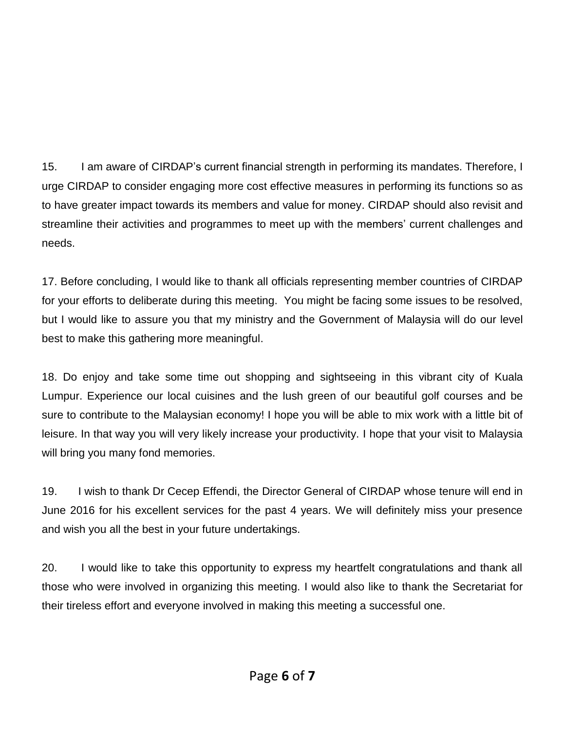15. I am aware of CIRDAP's current financial strength in performing its mandates. Therefore, I urge CIRDAP to consider engaging more cost effective measures in performing its functions so as to have greater impact towards its members and value for money. CIRDAP should also revisit and streamline their activities and programmes to meet up with the members' current challenges and needs.

17. Before concluding, I would like to thank all officials representing member countries of CIRDAP for your efforts to deliberate during this meeting. You might be facing some issues to be resolved, but I would like to assure you that my ministry and the Government of Malaysia will do our level best to make this gathering more meaningful.

18. Do enjoy and take some time out shopping and sightseeing in this vibrant city of Kuala Lumpur. Experience our local cuisines and the lush green of our beautiful golf courses and be sure to contribute to the Malaysian economy! I hope you will be able to mix work with a little bit of leisure. In that way you will very likely increase your productivity. I hope that your visit to Malaysia will bring you many fond memories.

19. I wish to thank Dr Cecep Effendi, the Director General of CIRDAP whose tenure will end in June 2016 for his excellent services for the past 4 years. We will definitely miss your presence and wish you all the best in your future undertakings.

20. I would like to take this opportunity to express my heartfelt congratulations and thank all those who were involved in organizing this meeting. I would also like to thank the Secretariat for their tireless effort and everyone involved in making this meeting a successful one.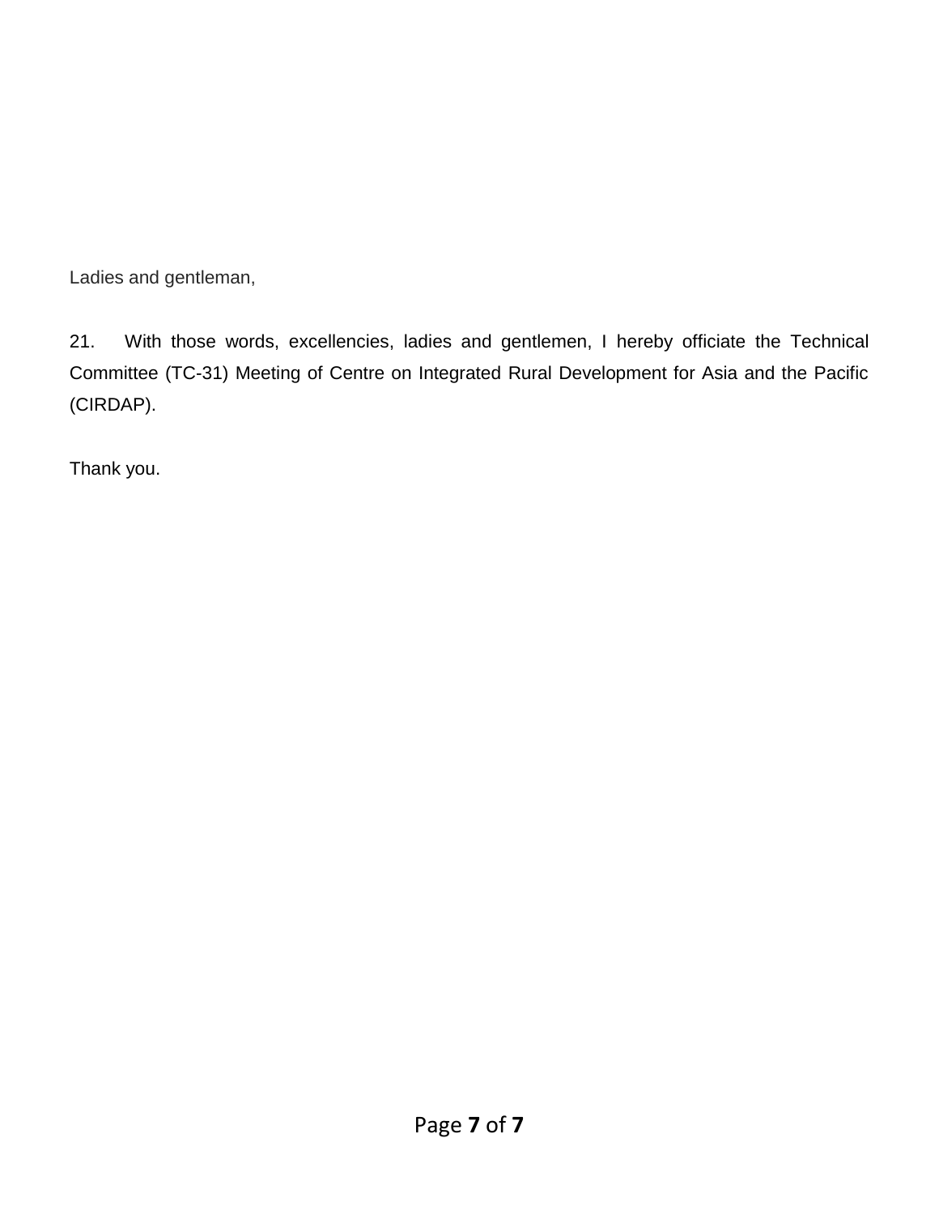Ladies and gentleman,

21. With those words, excellencies, ladies and gentlemen, I hereby officiate the Technical Committee (TC-31) Meeting of Centre on Integrated Rural Development for Asia and the Pacific (CIRDAP).

Thank you.